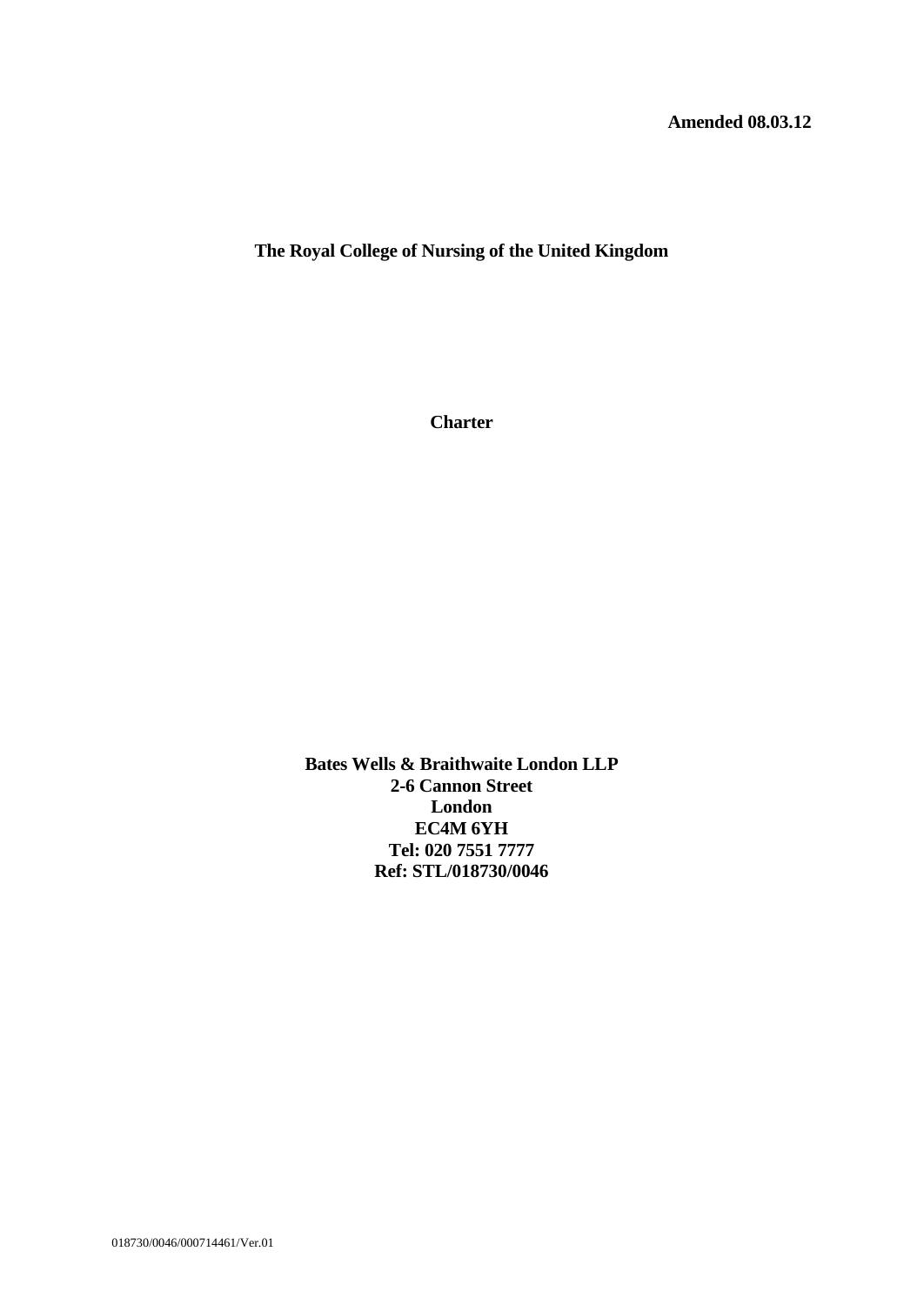**Amended 08.03.12**

# The Royal College of Nursing of the United Kingdom

## Charter

**Bates Wells & Braithwaite London LLP**
**2-6 Cannon Street**
**London**
**EC4M 6YH**
**Tel: 020 7551 7777**
**Ref: STL/018730/0046**

018730/0046/000714461/Ver.01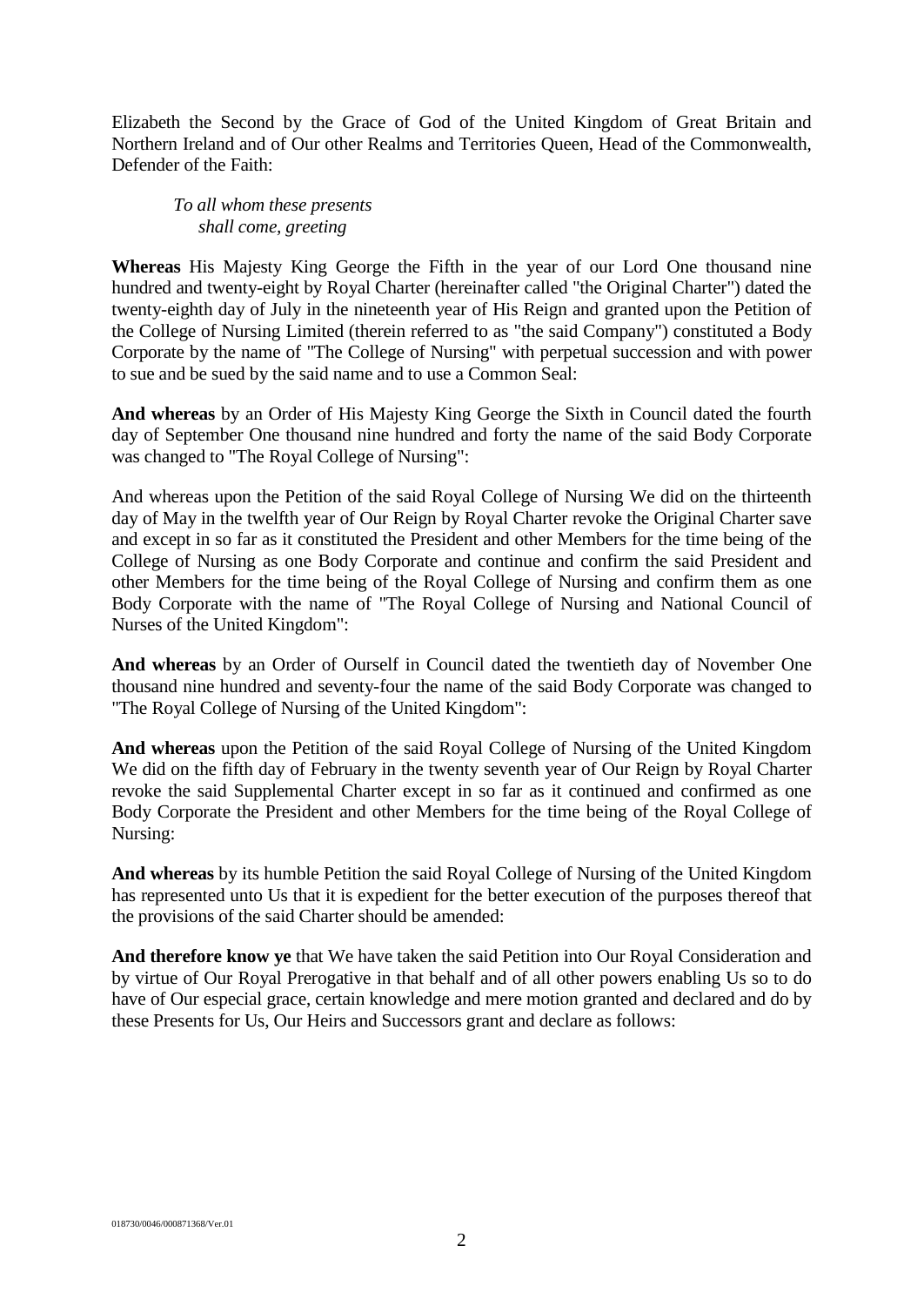Elizabeth the Second by the Grace of God of the United Kingdom of Great Britain and Northern Ireland and of Our other Realms and Territories Queen, Head of the Commonwealth, Defender of the Faith:

*To all whom these presents shall come, greeting*

**Whereas** His Majesty King George the Fifth in the year of our Lord One thousand nine hundred and twenty-eight by Royal Charter (hereinafter called "the Original Charter") dated the twenty-eighth day of July in the nineteenth year of His Reign and granted upon the Petition of the College of Nursing Limited (therein referred to as "the said Company") constituted a Body Corporate by the name of "The College of Nursing" with perpetual succession and with power to sue and be sued by the said name and to use a Common Seal:

**And whereas** by an Order of His Majesty King George the Sixth in Council dated the fourth day of September One thousand nine hundred and forty the name of the said Body Corporate was changed to "The Royal College of Nursing":

And whereas upon the Petition of the said Royal College of Nursing We did on the thirteenth day of May in the twelfth year of Our Reign by Royal Charter revoke the Original Charter save and except in so far as it constituted the President and other Members for the time being of the College of Nursing as one Body Corporate and continue and confirm the said President and other Members for the time being of the Royal College of Nursing and confirm them as one Body Corporate with the name of "The Royal College of Nursing and National Council of Nurses of the United Kingdom":

**And whereas** by an Order of Ourself in Council dated the twentieth day of November One thousand nine hundred and seventy-four the name of the said Body Corporate was changed to "The Royal College of Nursing of the United Kingdom":

**And whereas** upon the Petition of the said Royal College of Nursing of the United Kingdom We did on the fifth day of February in the twenty seventh year of Our Reign by Royal Charter revoke the said Supplemental Charter except in so far as it continued and confirmed as one Body Corporate the President and other Members for the time being of the Royal College of Nursing:

**And whereas** by its humble Petition the said Royal College of Nursing of the United Kingdom has represented unto Us that it is expedient for the better execution of the purposes thereof that the provisions of the said Charter should be amended:

**And therefore know ye** that We have taken the said Petition into Our Royal Consideration and by virtue of Our Royal Prerogative in that behalf and of all other powers enabling Us so to do have of Our especial grace, certain knowledge and mere motion granted and declared and do by these Presents for Us, Our Heirs and Successors grant and declare as follows: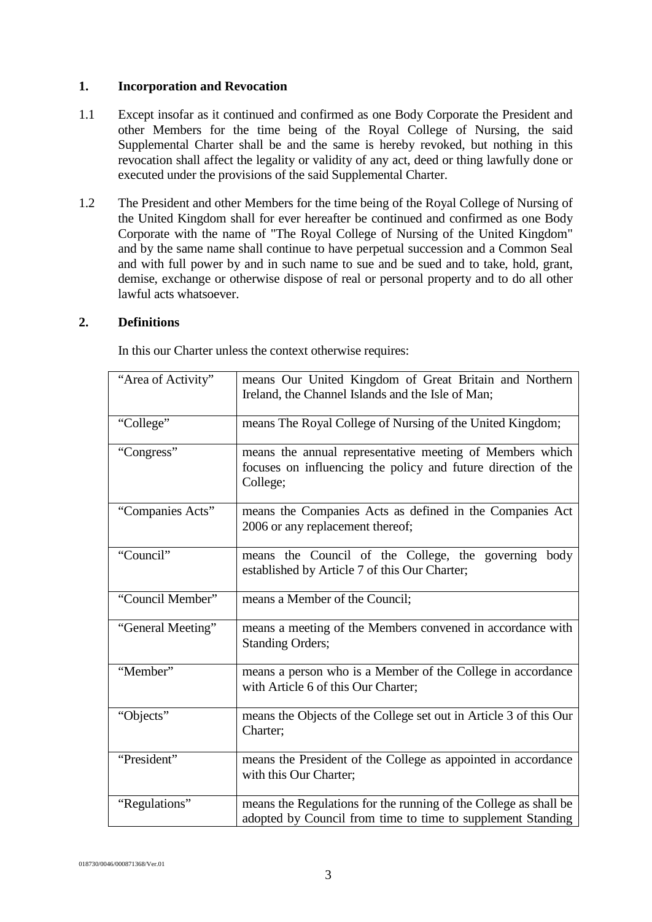## 1. Incorporation and Revocation

1.1 Except insofar as it continued and confirmed as one Body Corporate the President and other Members for the time being of the Royal College of Nursing, the said Supplemental Charter shall be and the same is hereby revoked, but nothing in this revocation shall affect the legality or validity of any act, deed or thing lawfully done or executed under the provisions of the said Supplemental Charter.

1.2 The President and other Members for the time being of the Royal College of Nursing of the United Kingdom shall for ever hereafter be continued and confirmed as one Body Corporate with the name of "The Royal College of Nursing of the United Kingdom" and by the same name shall continue to have perpetual succession and a Common Seal and with full power by and in such name to sue and be sued and to take, hold, grant, demise, exchange or otherwise dispose of real or personal property and to do all other lawful acts whatsoever.

## 2. Definitions

In this our Charter unless the context otherwise requires:

| Term | Definition |
|---|---|
| "Area of Activity" | means Our United Kingdom of Great Britain and Northern Ireland, the Channel Islands and the Isle of Man; |
| "College" | means The Royal College of Nursing of the United Kingdom; |
| "Congress" | means the annual representative meeting of Members which focuses on influencing the policy and future direction of the College; |
| "Companies Acts" | means the Companies Acts as defined in the Companies Act 2006 or any replacement thereof; |
| "Council" | means the Council of the College, the governing body established by Article 7 of this Our Charter; |
| "Council Member" | means a Member of the Council; |
| "General Meeting" | means a meeting of the Members convened in accordance with Standing Orders; |
| "Member" | means a person who is a Member of the College in accordance with Article 6 of this Our Charter; |
| "Objects" | means the Objects of the College set out in Article 3 of this Our Charter; |
| "President" | means the President of the College as appointed in accordance with this Our Charter; |
| "Regulations" | means the Regulations for the running of the College as shall be adopted by Council from time to time to supplement Standing |

018730/0046/000871368/Ver.01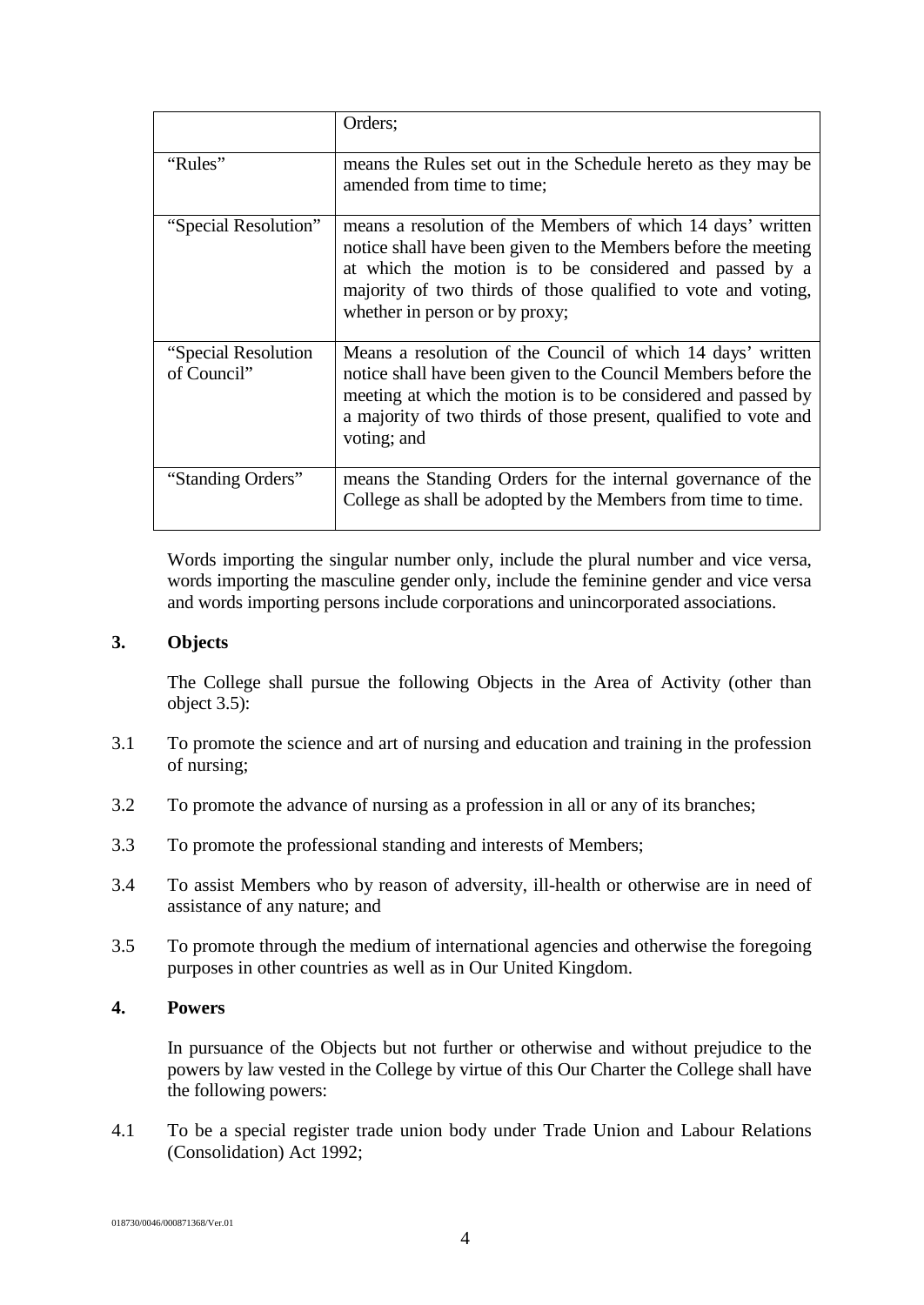| | |
|---|---|
| | Orders; |
| "Rules" | means the Rules set out in the Schedule hereto as they may be amended from time to time; |
| "Special Resolution" | means a resolution of the Members of which 14 days' written notice shall have been given to the Members before the meeting at which the motion is to be considered and passed by a majority of two thirds of those qualified to vote and voting, whether in person or by proxy; |
| "Special Resolution of Council" | Means a resolution of the Council of which 14 days' written notice shall have been given to the Council Members before the meeting at which the motion is to be considered and passed by a majority of two thirds of those present, qualified to vote and voting; and |
| "Standing Orders" | means the Standing Orders for the internal governance of the College as shall be adopted by the Members from time to time. |

Words importing the singular number only, include the plural number and vice versa, words importing the masculine gender only, include the feminine gender and vice versa and words importing persons include corporations and unincorporated associations.

## 3. Objects

The College shall pursue the following Objects in the Area of Activity (other than object 3.5):

3.1 To promote the science and art of nursing and education and training in the profession of nursing;

3.2 To promote the advance of nursing as a profession in all or any of its branches;

3.3 To promote the professional standing and interests of Members;

3.4 To assist Members who by reason of adversity, ill-health or otherwise are in need of assistance of any nature; and

3.5 To promote through the medium of international agencies and otherwise the foregoing purposes in other countries as well as in Our United Kingdom.

## 4. Powers

In pursuance of the Objects but not further or otherwise and without prejudice to the powers by law vested in the College by virtue of this Our Charter the College shall have the following powers:

4.1 To be a special register trade union body under Trade Union and Labour Relations (Consolidation) Act 1992;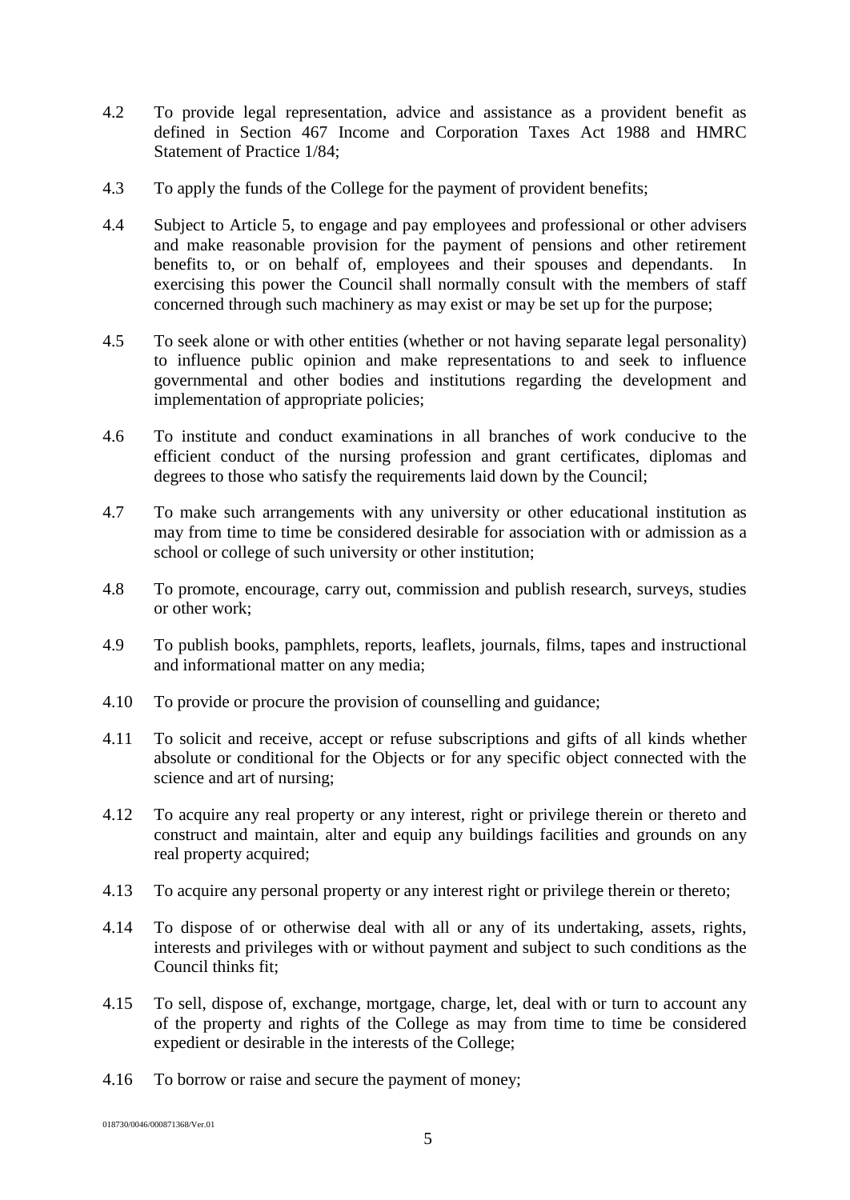4.2 To provide legal representation, advice and assistance as a provident benefit as defined in Section 467 Income and Corporation Taxes Act 1988 and HMRC Statement of Practice 1/84;

4.3 To apply the funds of the College for the payment of provident benefits;

4.4 Subject to Article 5, to engage and pay employees and professional or other advisers and make reasonable provision for the payment of pensions and other retirement benefits to, or on behalf of, employees and their spouses and dependants. In exercising this power the Council shall normally consult with the members of staff concerned through such machinery as may exist or may be set up for the purpose;

4.5 To seek alone or with other entities (whether or not having separate legal personality) to influence public opinion and make representations to and seek to influence governmental and other bodies and institutions regarding the development and implementation of appropriate policies;

4.6 To institute and conduct examinations in all branches of work conducive to the efficient conduct of the nursing profession and grant certificates, diplomas and degrees to those who satisfy the requirements laid down by the Council;

4.7 To make such arrangements with any university or other educational institution as may from time to time be considered desirable for association with or admission as a school or college of such university or other institution;

4.8 To promote, encourage, carry out, commission and publish research, surveys, studies or other work;

4.9 To publish books, pamphlets, reports, leaflets, journals, films, tapes and instructional and informational matter on any media;

4.10 To provide or procure the provision of counselling and guidance;

4.11 To solicit and receive, accept or refuse subscriptions and gifts of all kinds whether absolute or conditional for the Objects or for any specific object connected with the science and art of nursing;

4.12 To acquire any real property or any interest, right or privilege therein or thereto and construct and maintain, alter and equip any buildings facilities and grounds on any real property acquired;

4.13 To acquire any personal property or any interest right or privilege therein or thereto;

4.14 To dispose of or otherwise deal with all or any of its undertaking, assets, rights, interests and privileges with or without payment and subject to such conditions as the Council thinks fit;

4.15 To sell, dispose of, exchange, mortgage, charge, let, deal with or turn to account any of the property and rights of the College as may from time to time be considered expedient or desirable in the interests of the College;

4.16 To borrow or raise and secure the payment of money;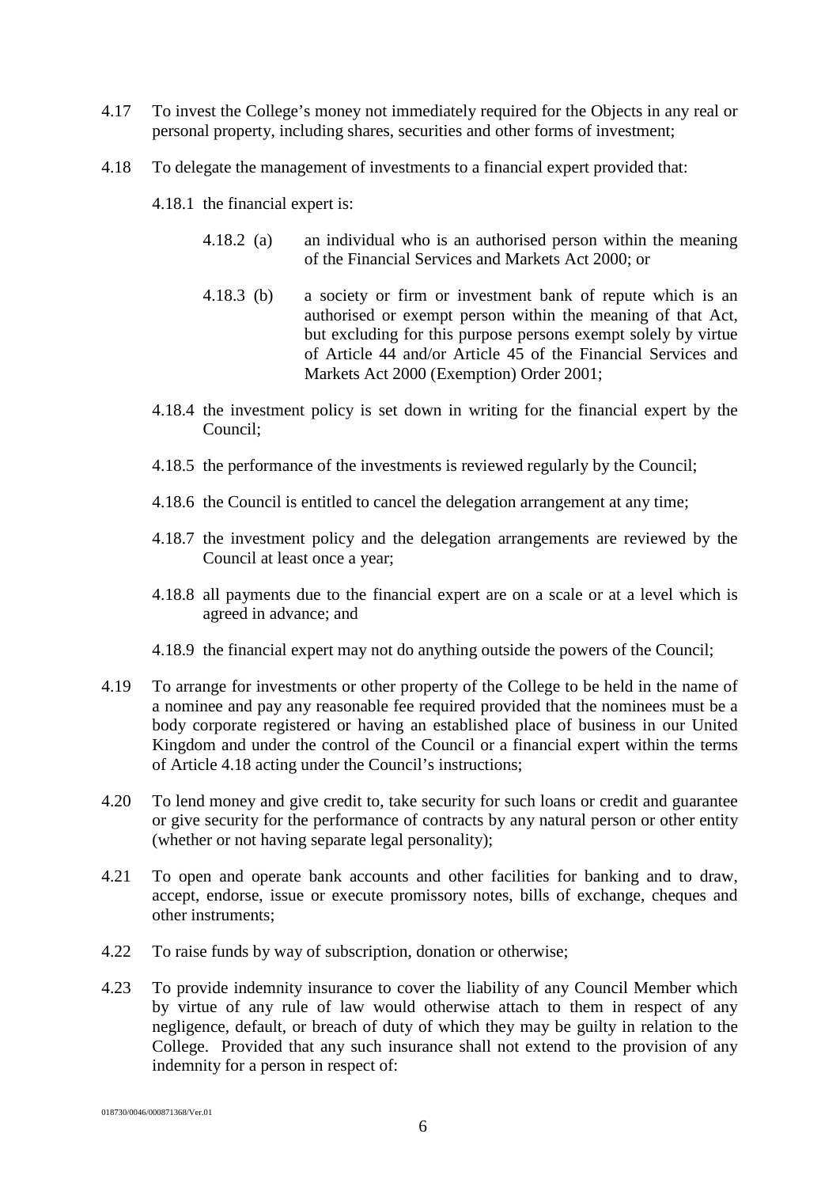4.17 To invest the College's money not immediately required for the Objects in any real or personal property, including shares, securities and other forms of investment;

4.18 To delegate the management of investments to a financial expert provided that:

4.18.1 the financial expert is:

4.18.2 (a) an individual who is an authorised person within the meaning of the Financial Services and Markets Act 2000; or

4.18.3 (b) a society or firm or investment bank of repute which is an authorised or exempt person within the meaning of that Act, but excluding for this purpose persons exempt solely by virtue of Article 44 and/or Article 45 of the Financial Services and Markets Act 2000 (Exemption) Order 2001;

4.18.4 the investment policy is set down in writing for the financial expert by the Council;

4.18.5 the performance of the investments is reviewed regularly by the Council;

4.18.6 the Council is entitled to cancel the delegation arrangement at any time;

4.18.7 the investment policy and the delegation arrangements are reviewed by the Council at least once a year;

4.18.8 all payments due to the financial expert are on a scale or at a level which is agreed in advance; and

4.18.9 the financial expert may not do anything outside the powers of the Council;

4.19 To arrange for investments or other property of the College to be held in the name of a nominee and pay any reasonable fee required provided that the nominees must be a body corporate registered or having an established place of business in our United Kingdom and under the control of the Council or a financial expert within the terms of Article 4.18 acting under the Council's instructions;

4.20 To lend money and give credit to, take security for such loans or credit and guarantee or give security for the performance of contracts by any natural person or other entity (whether or not having separate legal personality);

4.21 To open and operate bank accounts and other facilities for banking and to draw, accept, endorse, issue or execute promissory notes, bills of exchange, cheques and other instruments;

4.22 To raise funds by way of subscription, donation or otherwise;

4.23 To provide indemnity insurance to cover the liability of any Council Member which by virtue of any rule of law would otherwise attach to them in respect of any negligence, default, or breach of duty of which they may be guilty in relation to the College. Provided that any such insurance shall not extend to the provision of any indemnity for a person in respect of: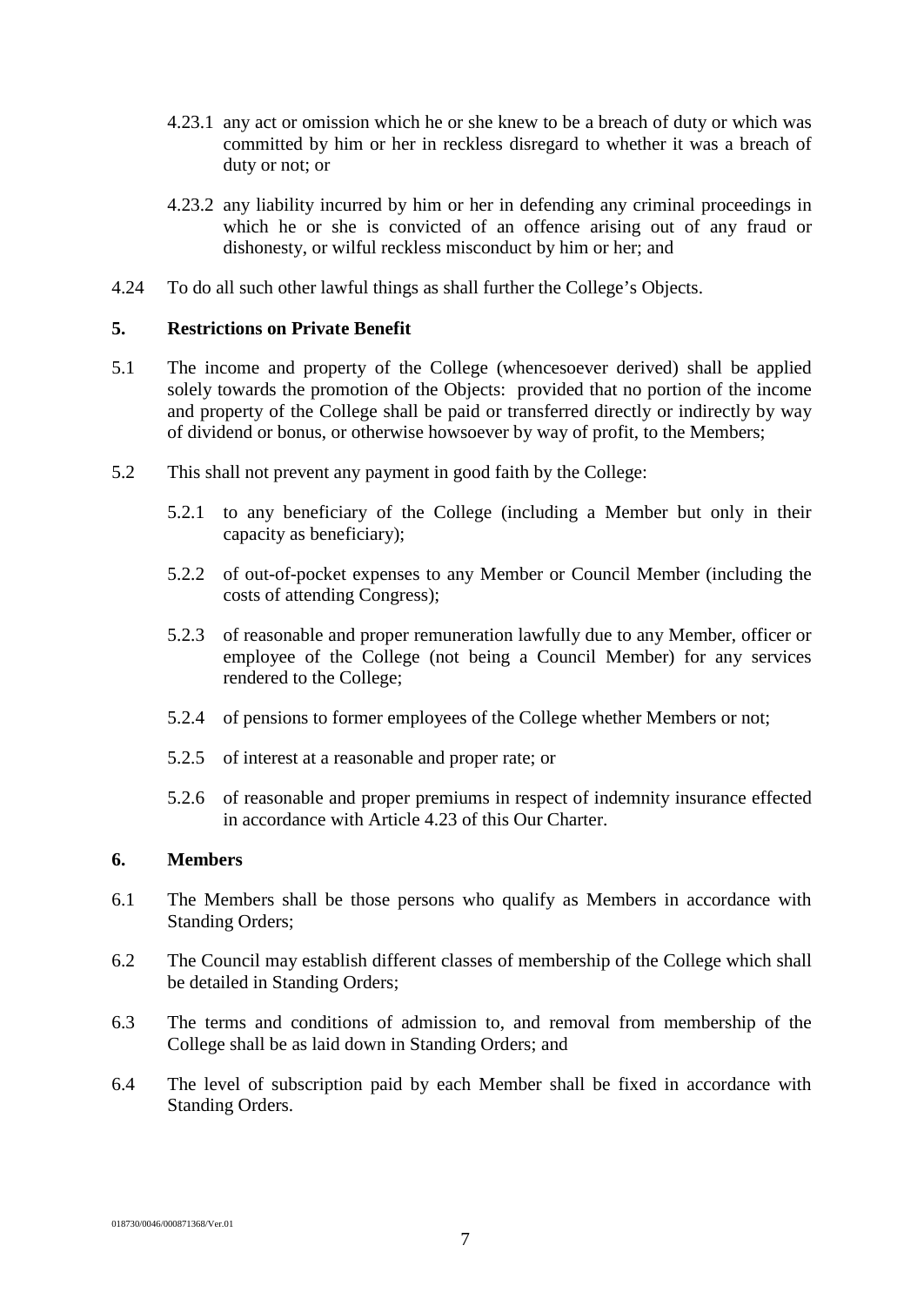4.23.1 any act or omission which he or she knew to be a breach of duty or which was committed by him or her in reckless disregard to whether it was a breach of duty or not; or

4.23.2 any liability incurred by him or her in defending any criminal proceedings in which he or she is convicted of an offence arising out of any fraud or dishonesty, or wilful reckless misconduct by him or her; and

4.24 To do all such other lawful things as shall further the College's Objects.

## 5. Restrictions on Private Benefit

5.1 The income and property of the College (whencesoever derived) shall be applied solely towards the promotion of the Objects: provided that no portion of the income and property of the College shall be paid or transferred directly or indirectly by way of dividend or bonus, or otherwise howsoever by way of profit, to the Members;

5.2 This shall not prevent any payment in good faith by the College:

5.2.1 to any beneficiary of the College (including a Member but only in their capacity as beneficiary);

5.2.2 of out-of-pocket expenses to any Member or Council Member (including the costs of attending Congress);

5.2.3 of reasonable and proper remuneration lawfully due to any Member, officer or employee of the College (not being a Council Member) for any services rendered to the College;

5.2.4 of pensions to former employees of the College whether Members or not;

5.2.5 of interest at a reasonable and proper rate; or

5.2.6 of reasonable and proper premiums in respect of indemnity insurance effected in accordance with Article 4.23 of this Our Charter.

## 6. Members

6.1 The Members shall be those persons who qualify as Members in accordance with Standing Orders;

6.2 The Council may establish different classes of membership of the College which shall be detailed in Standing Orders;

6.3 The terms and conditions of admission to, and removal from membership of the College shall be as laid down in Standing Orders; and

6.4 The level of subscription paid by each Member shall be fixed in accordance with Standing Orders.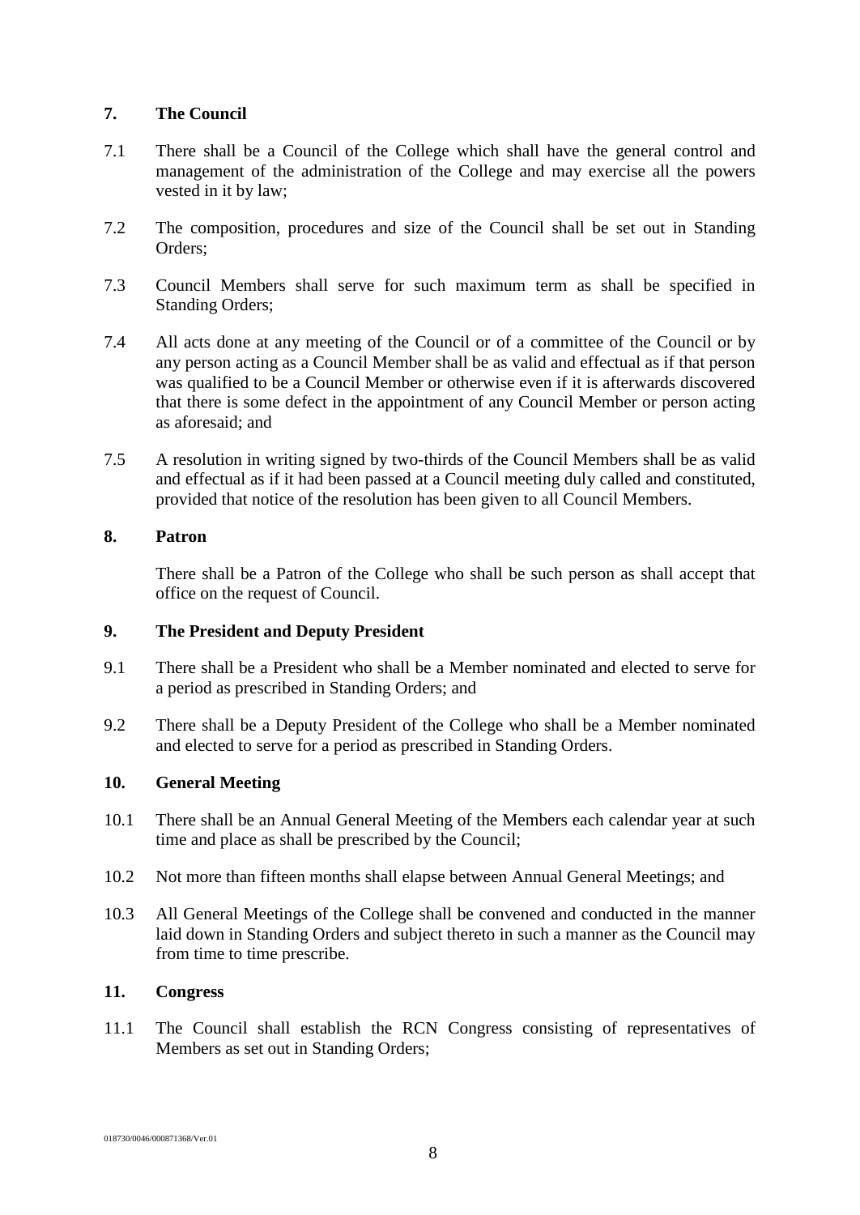## 7. The Council

7.1 There shall be a Council of the College which shall have the general control and management of the administration of the College and may exercise all the powers vested in it by law;

7.2 The composition, procedures and size of the Council shall be set out in Standing Orders;

7.3 Council Members shall serve for such maximum term as shall be specified in Standing Orders;

7.4 All acts done at any meeting of the Council or of a committee of the Council or by any person acting as a Council Member shall be as valid and effectual as if that person was qualified to be a Council Member or otherwise even if it is afterwards discovered that there is some defect in the appointment of any Council Member or person acting as aforesaid; and

7.5 A resolution in writing signed by two-thirds of the Council Members shall be as valid and effectual as if it had been passed at a Council meeting duly called and constituted, provided that notice of the resolution has been given to all Council Members.

## 8. Patron

There shall be a Patron of the College who shall be such person as shall accept that office on the request of Council.

## 9. The President and Deputy President

9.1 There shall be a President who shall be a Member nominated and elected to serve for a period as prescribed in Standing Orders; and

9.2 There shall be a Deputy President of the College who shall be a Member nominated and elected to serve for a period as prescribed in Standing Orders.

## 10. General Meeting

10.1 There shall be an Annual General Meeting of the Members each calendar year at such time and place as shall be prescribed by the Council;

10.2 Not more than fifteen months shall elapse between Annual General Meetings; and

10.3 All General Meetings of the College shall be convened and conducted in the manner laid down in Standing Orders and subject thereto in such a manner as the Council may from time to time prescribe.

## 11. Congress

11.1 The Council shall establish the RCN Congress consisting of representatives of Members as set out in Standing Orders;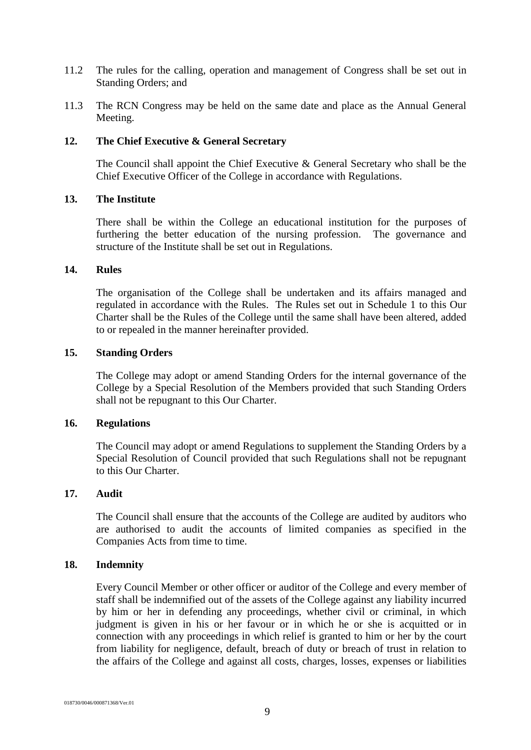11.2 The rules for the calling, operation and management of Congress shall be set out in Standing Orders; and

11.3 The RCN Congress may be held on the same date and place as the Annual General Meeting.

**12. The Chief Executive & General Secretary**

The Council shall appoint the Chief Executive & General Secretary who shall be the Chief Executive Officer of the College in accordance with Regulations.

**13. The Institute**

There shall be within the College an educational institution for the purposes of furthering the better education of the nursing profession. The governance and structure of the Institute shall be set out in Regulations.

**14. Rules**

The organisation of the College shall be undertaken and its affairs managed and regulated in accordance with the Rules. The Rules set out in Schedule 1 to this Our Charter shall be the Rules of the College until the same shall have been altered, added to or repealed in the manner hereinafter provided.

**15. Standing Orders**

The College may adopt or amend Standing Orders for the internal governance of the College by a Special Resolution of the Members provided that such Standing Orders shall not be repugnant to this Our Charter.

**16. Regulations**

The Council may adopt or amend Regulations to supplement the Standing Orders by a Special Resolution of Council provided that such Regulations shall not be repugnant to this Our Charter.

**17. Audit**

The Council shall ensure that the accounts of the College are audited by auditors who are authorised to audit the accounts of limited companies as specified in the Companies Acts from time to time.

**18. Indemnity**

Every Council Member or other officer or auditor of the College and every member of staff shall be indemnified out of the assets of the College against any liability incurred by him or her in defending any proceedings, whether civil or criminal, in which judgment is given in his or her favour or in which he or she is acquitted or in connection with any proceedings in which relief is granted to him or her by the court from liability for negligence, default, breach of duty or breach of trust in relation to the affairs of the College and against all costs, charges, losses, expenses or liabilities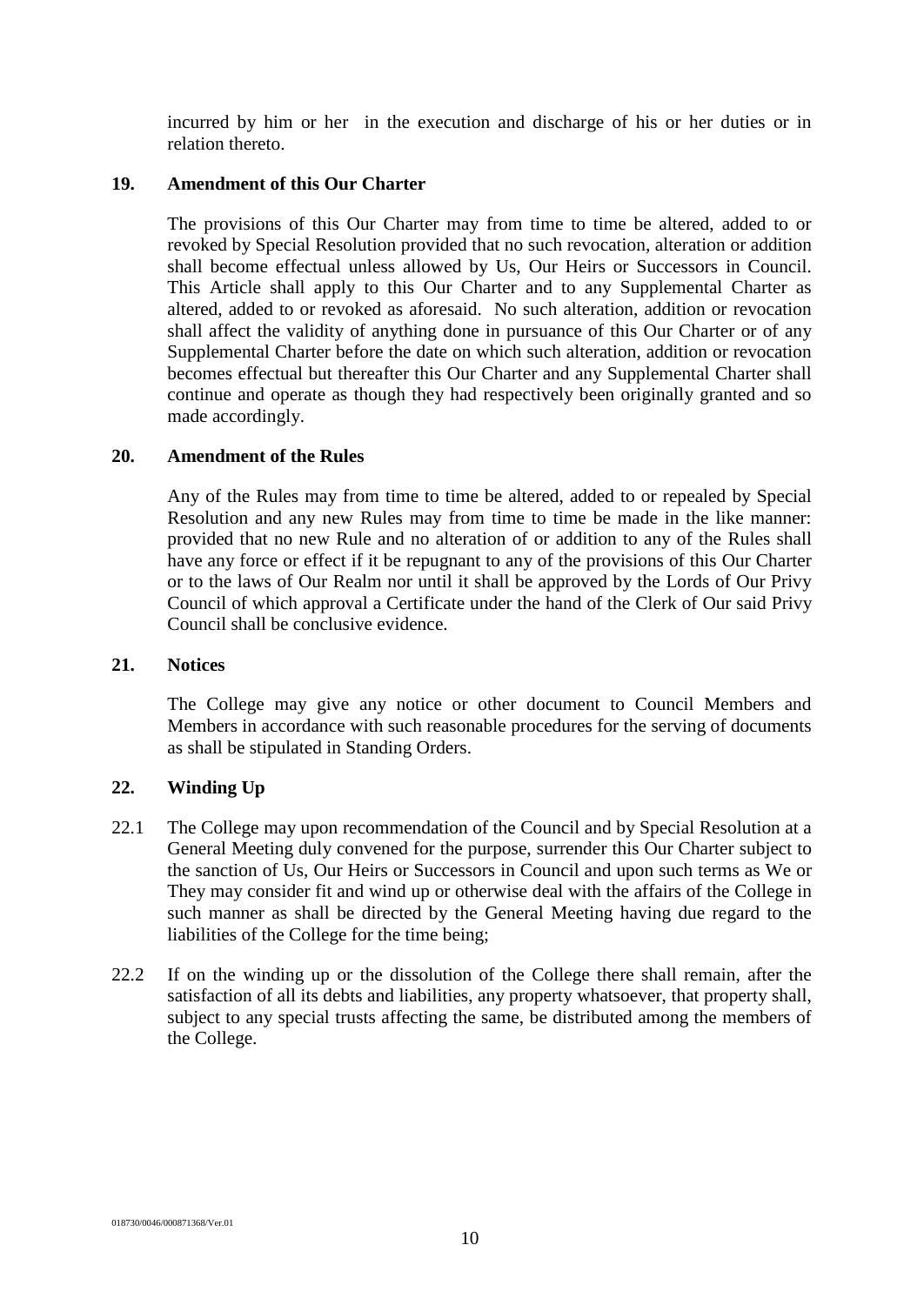incurred by him or her in the execution and discharge of his or her duties or in relation thereto.

## 19. Amendment of this Our Charter

The provisions of this Our Charter may from time to time be altered, added to or revoked by Special Resolution provided that no such revocation, alteration or addition shall become effectual unless allowed by Us, Our Heirs or Successors in Council. This Article shall apply to this Our Charter and to any Supplemental Charter as altered, added to or revoked as aforesaid. No such alteration, addition or revocation shall affect the validity of anything done in pursuance of this Our Charter or of any Supplemental Charter before the date on which such alteration, addition or revocation becomes effectual but thereafter this Our Charter and any Supplemental Charter shall continue and operate as though they had respectively been originally granted and so made accordingly.

## 20. Amendment of the Rules

Any of the Rules may from time to time be altered, added to or repealed by Special Resolution and any new Rules may from time to time be made in the like manner: provided that no new Rule and no alteration of or addition to any of the Rules shall have any force or effect if it be repugnant to any of the provisions of this Our Charter or to the laws of Our Realm nor until it shall be approved by the Lords of Our Privy Council of which approval a Certificate under the hand of the Clerk of Our said Privy Council shall be conclusive evidence.

## 21. Notices

The College may give any notice or other document to Council Members and Members in accordance with such reasonable procedures for the serving of documents as shall be stipulated in Standing Orders.

## 22. Winding Up

22.1 The College may upon recommendation of the Council and by Special Resolution at a General Meeting duly convened for the purpose, surrender this Our Charter subject to the sanction of Us, Our Heirs or Successors in Council and upon such terms as We or They may consider fit and wind up or otherwise deal with the affairs of the College in such manner as shall be directed by the General Meeting having due regard to the liabilities of the College for the time being;

22.2 If on the winding up or the dissolution of the College there shall remain, after the satisfaction of all its debts and liabilities, any property whatsoever, that property shall, subject to any special trusts affecting the same, be distributed among the members of the College.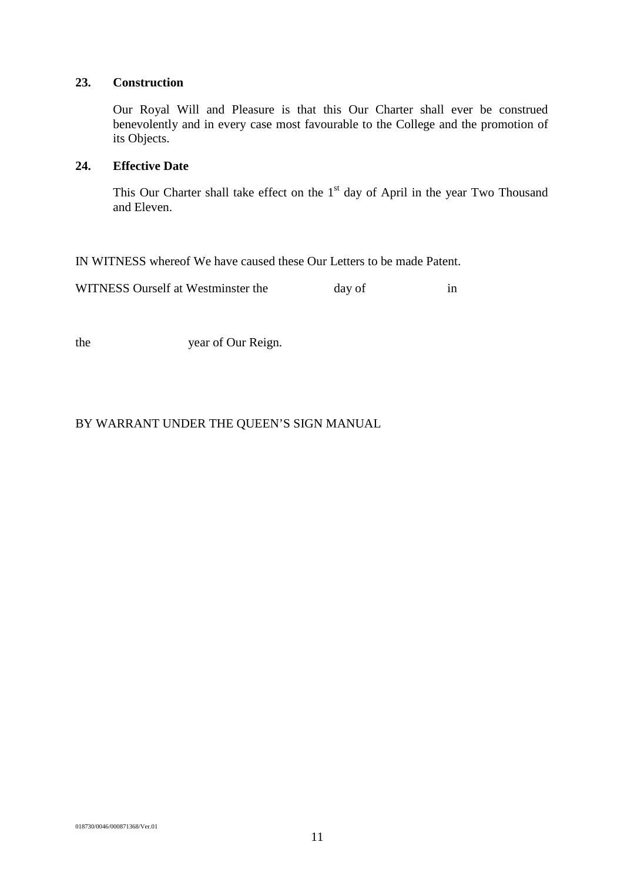## 23. Construction

Our Royal Will and Pleasure is that this Our Charter shall ever be construed benevolently and in every case most favourable to the College and the promotion of its Objects.

## 24. Effective Date

This Our Charter shall take effect on the 1st day of April in the year Two Thousand and Eleven.

IN WITNESS whereof We have caused these Our Letters to be made Patent.

WITNESS Ourself at Westminster the day of in

the year of Our Reign.

BY WARRANT UNDER THE QUEEN'S SIGN MANUAL

018730/0046/000871368/Ver.01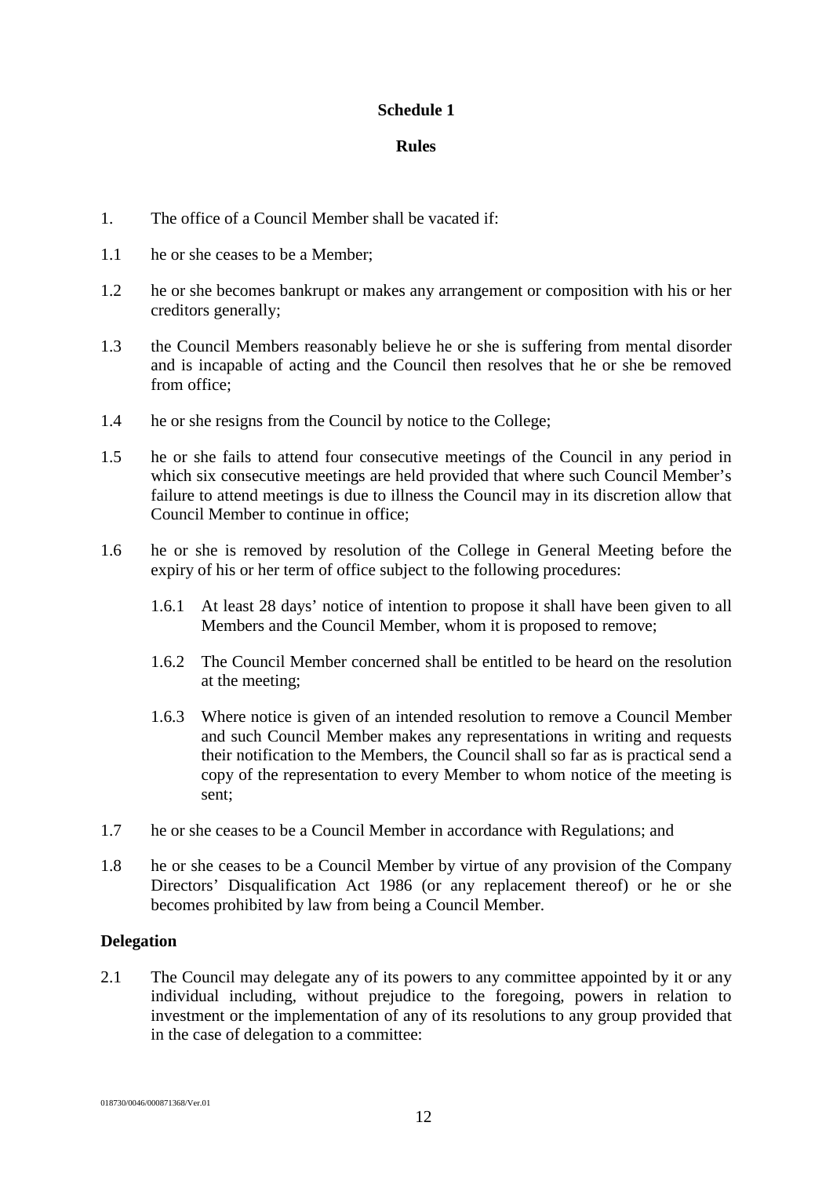# Schedule 1

## Rules

1. The office of a Council Member shall be vacated if:

1.1 he or she ceases to be a Member;

1.2 he or she becomes bankrupt or makes any arrangement or composition with his or her creditors generally;

1.3 the Council Members reasonably believe he or she is suffering from mental disorder and is incapable of acting and the Council then resolves that he or she be removed from office;

1.4 he or she resigns from the Council by notice to the College;

1.5 he or she fails to attend four consecutive meetings of the Council in any period in which six consecutive meetings are held provided that where such Council Member's failure to attend meetings is due to illness the Council may in its discretion allow that Council Member to continue in office;

1.6 he or she is removed by resolution of the College in General Meeting before the expiry of his or her term of office subject to the following procedures:

> 1.6.1 At least 28 days' notice of intention to propose it shall have been given to all Members and the Council Member, whom it is proposed to remove;
>
> 1.6.2 The Council Member concerned shall be entitled to be heard on the resolution at the meeting;
>
> 1.6.3 Where notice is given of an intended resolution to remove a Council Member and such Council Member makes any representations in writing and requests their notification to the Members, the Council shall so far as is practical send a copy of the representation to every Member to whom notice of the meeting is sent;

1.7 he or she ceases to be a Council Member in accordance with Regulations; and

1.8 he or she ceases to be a Council Member by virtue of any provision of the Company Directors' Disqualification Act 1986 (or any replacement thereof) or he or she becomes prohibited by law from being a Council Member.

**Delegation**

2.1 The Council may delegate any of its powers to any committee appointed by it or any individual including, without prejudice to the foregoing, powers in relation to investment or the implementation of any of its resolutions to any group provided that in the case of delegation to a committee: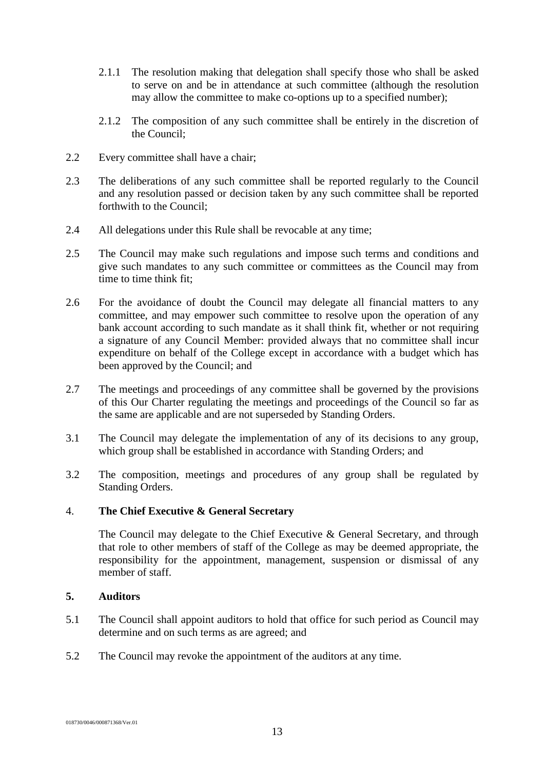2.1.1 The resolution making that delegation shall specify those who shall be asked to serve on and be in attendance at such committee (although the resolution may allow the committee to make co-options up to a specified number);

2.1.2 The composition of any such committee shall be entirely in the discretion of the Council;

2.2 Every committee shall have a chair;

2.3 The deliberations of any such committee shall be reported regularly to the Council and any resolution passed or decision taken by any such committee shall be reported forthwith to the Council;

2.4 All delegations under this Rule shall be revocable at any time;

2.5 The Council may make such regulations and impose such terms and conditions and give such mandates to any such committee or committees as the Council may from time to time think fit;

2.6 For the avoidance of doubt the Council may delegate all financial matters to any committee, and may empower such committee to resolve upon the operation of any bank account according to such mandate as it shall think fit, whether or not requiring a signature of any Council Member: provided always that no committee shall incur expenditure on behalf of the College except in accordance with a budget which has been approved by the Council; and

2.7 The meetings and proceedings of any committee shall be governed by the provisions of this Our Charter regulating the meetings and proceedings of the Council so far as the same are applicable and are not superseded by Standing Orders.

3.1 The Council may delegate the implementation of any of its decisions to any group, which group shall be established in accordance with Standing Orders; and

3.2 The composition, meetings and procedures of any group shall be regulated by Standing Orders.

### 4. The Chief Executive & General Secretary

The Council may delegate to the Chief Executive & General Secretary, and through that role to other members of staff of the College as may be deemed appropriate, the responsibility for the appointment, management, suspension or dismissal of any member of staff.

### 5. Auditors

5.1 The Council shall appoint auditors to hold that office for such period as Council may determine and on such terms as are agreed; and

5.2 The Council may revoke the appointment of the auditors at any time.